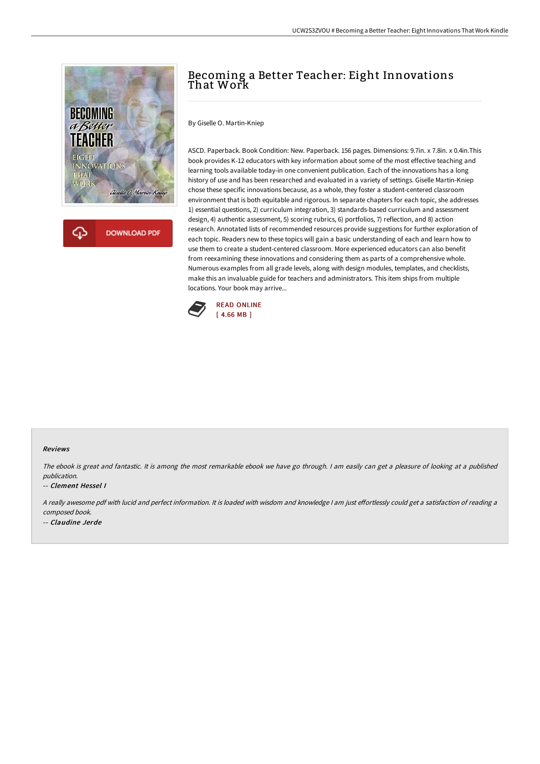# Becoming a Better Teacher: Eight Innovations That Work

By Giselle O. Martin-Kniep

ASCD. Paperback. Book Condition: New. Paperback. 156 pages. Dimensions: 9.7in. x 7.8in. x 0.4in.This book provides K-12 educators with key information about some of the most effective teaching and learning tools available today-in one convenient publication. Each of the innovations has a long history of use and has been researched and evaluated in a variety of settings. Giselle Martin-Kniep chose these specific innovations because, as a whole, they foster a student-centered classroom environment that is both equitable and rigorous. In separate chapters for each topic, she addresses 1) essential questions, 2) curriculum integration, 3) standards-based curriculum and assessment design, 4) authentic assessment, 5) scoring rubrics, 6) portfolios, 7) reflection, and 8) action research. Annotated lists of recommended resources provide suggestions for further exploration of each topic. Readers new to these topics will gain a basic understanding of each and learn how to use them to create a student-centered classroom. More experienced educators can also benefit from reexamining these innovations and considering them as parts of a comprehensive whole. Numerous examples from all grade levels, along with design modules, templates, and checklists, make this an invaluable guide for teachers and administrators. This item ships from multiple locations. Your book may arrive...

READ ONLINE
[ 4.66 MB ]

### Reviews

*The ebook is great and fantastic. It is among the most remarkable ebook we have go through. I am easily can get a pleasure of looking at a published publication.*

-- *Clement Hessel I*

*A really awesome pdf with lucid and perfect information. It is loaded with wisdom and knowledge I am just effortlessly could get a satisfaction of reading a composed book.*

-- *Claudine Jerde*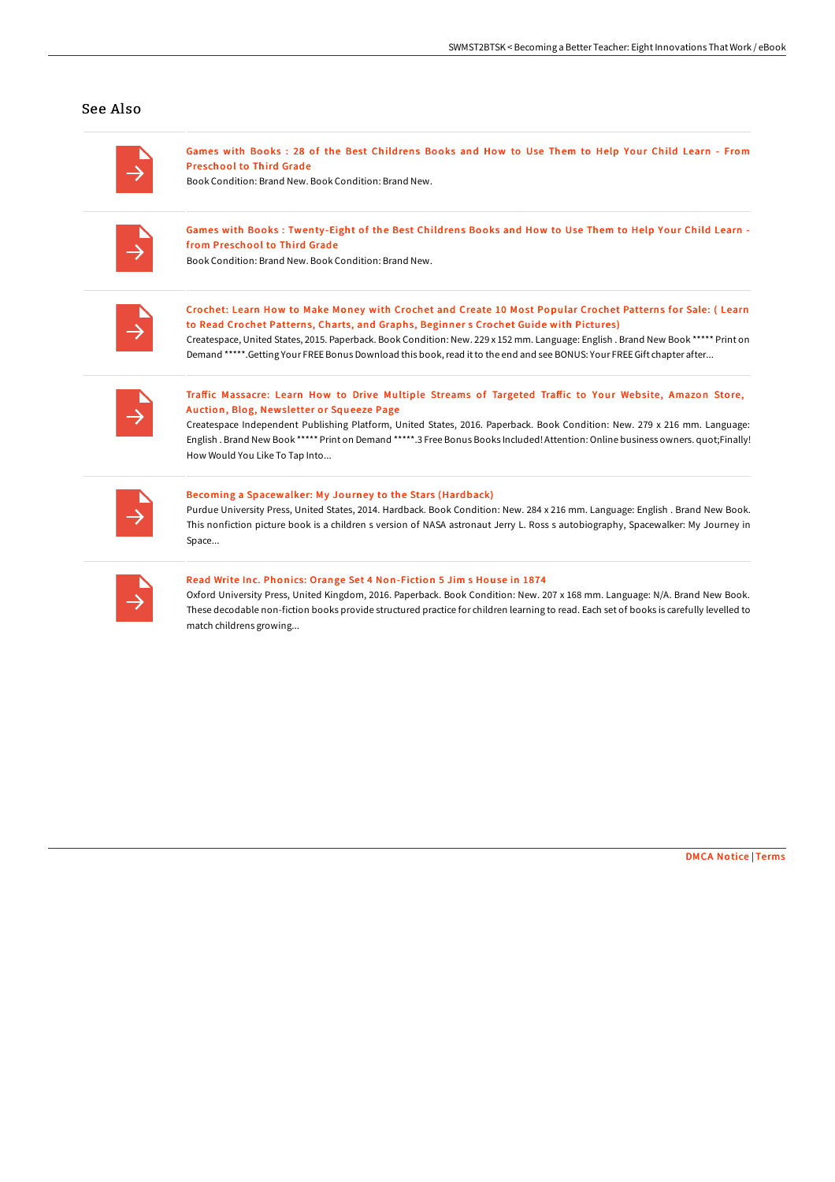## See Also

**Games with Books : 28 of the Best Childrens Books and How to Use Them to Help Your Child Learn - From Preschool to Third Grade**

Book Condition: Brand New. Book Condition: Brand New.

**Games with Books : Twenty-Eight of the Best Childrens Books and How to Use Them to Help Your Child Learn - from Preschool to Third Grade**

Book Condition: Brand New. Book Condition: Brand New.

**Crochet: Learn How to Make Money with Crochet and Create 10 Most Popular Crochet Patterns for Sale: ( Learn to Read Crochet Patterns, Charts, and Graphs, Beginner s Crochet Guide with Pictures)**

Createspace, United States, 2015. Paperback. Book Condition: New. 229 x 152 mm. Language: English . Brand New Book ***** Print on Demand *****.Getting Your FREE Bonus Download this book, read it to the end and see BONUS: Your FREE Gift chapter after...

**Traffic Massacre: Learn How to Drive Multiple Streams of Targeted Traffic to Your Website, Amazon Store, Auction, Blog, Newsletter or Squeeze Page**

Createspace Independent Publishing Platform, United States, 2016. Paperback. Book Condition: New. 279 x 216 mm. Language: English . Brand New Book ***** Print on Demand *****.3 Free Bonus Books Included! Attention: Online business owners. quot;Finally! How Would You Like To Tap Into...

**Becoming a Spacewalker: My Journey to the Stars (Hardback)**

Purdue University Press, United States, 2014. Hardback. Book Condition: New. 284 x 216 mm. Language: English . Brand New Book. This nonfiction picture book is a children s version of NASA astronaut Jerry L. Ross s autobiography, Spacewalker: My Journey in Space...

**Read Write Inc. Phonics: Orange Set 4 Non-Fiction 5 Jim s House in 1874**

Oxford University Press, United Kingdom, 2016. Paperback. Book Condition: New. 207 x 168 mm. Language: N/A. Brand New Book. These decodable non-fiction books provide structured practice for children learning to read. Each set of books is carefully levelled to match childrens growing...

DMCA Notice | Terms